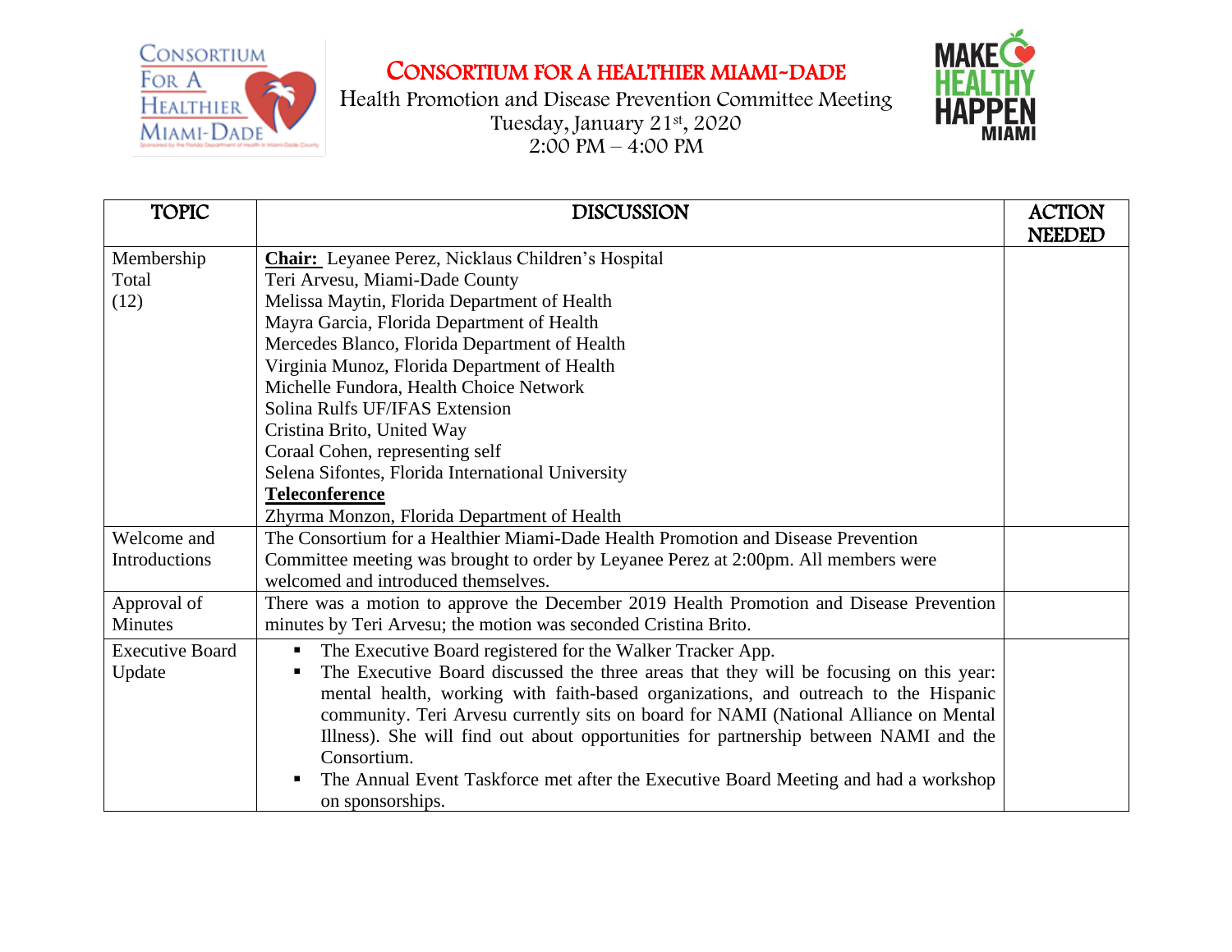# CONSORTIUM FOR A HEALTHIER MIAMI-DADE

Health Promotion and Disease Prevention Committee Meeting
Tuesday, January 21st, 2020
2:00 PM – 4:00 PM

| TOPIC | DISCUSSION | ACTION NEEDED |
|---|---|---|
| Membership Total (12) | **Chair:** Leyanee Perez, Nicklaus Children's Hospital<br>Teri Arvesu, Miami-Dade County<br>Melissa Maytin, Florida Department of Health<br>Mayra Garcia, Florida Department of Health<br>Mercedes Blanco, Florida Department of Health<br>Virginia Munoz, Florida Department of Health<br>Michelle Fundora, Health Choice Network<br>Solina Rulfs UF/IFAS Extension<br>Cristina Brito, United Way<br>Coraal Cohen, representing self<br>Selena Sifontes, Florida International University<br>**Teleconference**<br>Zhyrma Monzon, Florida Department of Health | |
| Welcome and Introductions | The Consortium for a Healthier Miami-Dade Health Promotion and Disease Prevention Committee meeting was brought to order by Leyanee Perez at 2:00pm. All members were welcomed and introduced themselves. | |
| Approval of Minutes | There was a motion to approve the December 2019 Health Promotion and Disease Prevention minutes by Teri Arvesu; the motion was seconded Cristina Brito. | |
| Executive Board Update | ▪ The Executive Board registered for the Walker Tracker App.<br>▪ The Executive Board discussed the three areas that they will be focusing on this year: mental health, working with faith-based organizations, and outreach to the Hispanic community. Teri Arvesu currently sits on board for NAMI (National Alliance on Mental Illness). She will find out about opportunities for partnership between NAMI and the Consortium.<br>▪ The Annual Event Taskforce met after the Executive Board Meeting and had a workshop on sponsorships. | |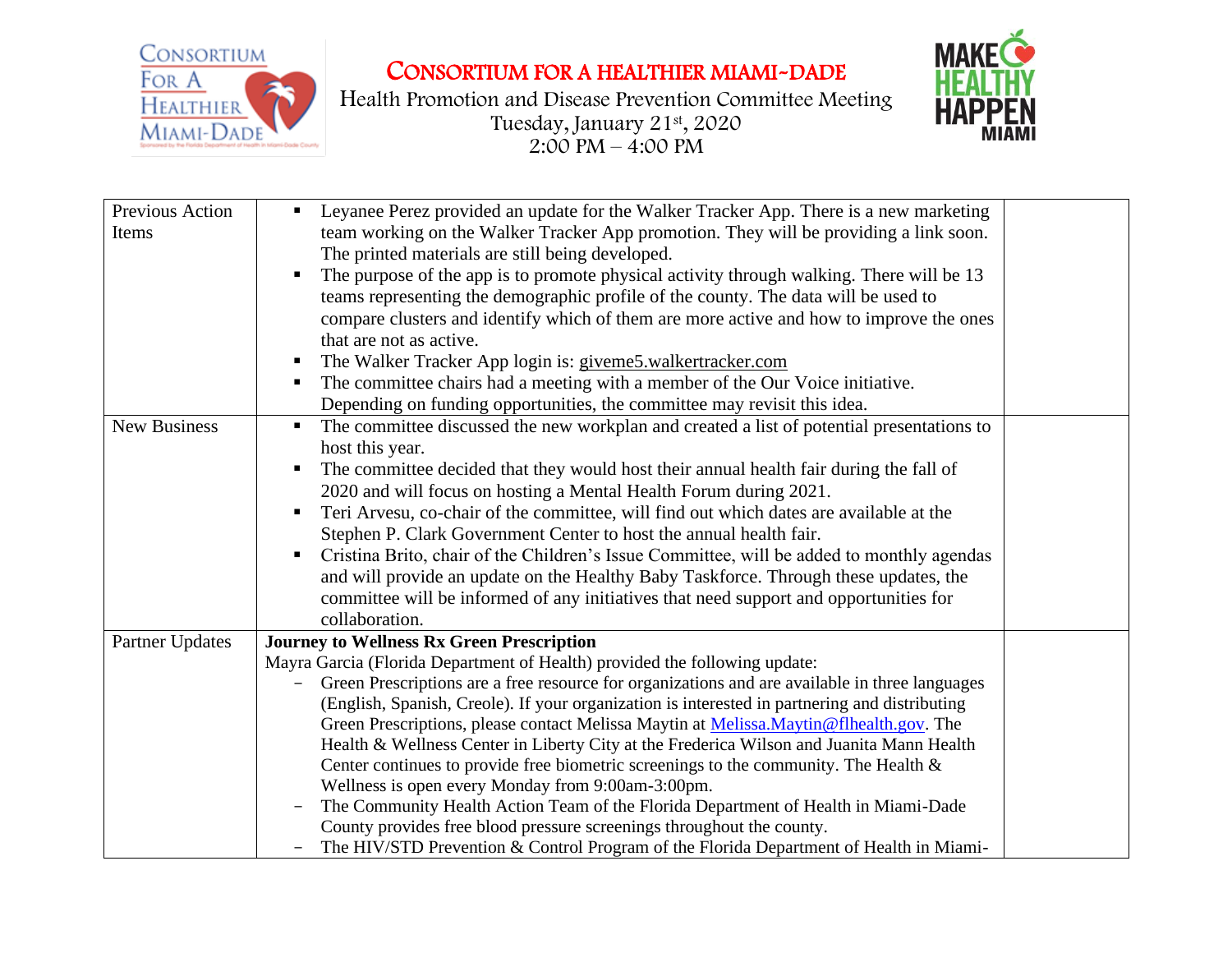# CONSORTIUM FOR A HEALTHIER MIAMI-DADE

Health Promotion and Disease Prevention Committee Meeting
Tuesday, January 21st, 2020
2:00 PM – 4:00 PM

| | | |
|---|---|---|
| Previous Action Items | ▪ Leyanee Perez provided an update for the Walker Tracker App. There is a new marketing team working on the Walker Tracker App promotion. They will be providing a link soon. The printed materials are still being developed.<br>▪ The purpose of the app is to promote physical activity through walking. There will be 13 teams representing the demographic profile of the county. The data will be used to compare clusters and identify which of them are more active and how to improve the ones that are not as active.<br>▪ The Walker Tracker App login is: giveme5.walkertracker.com<br>▪ The committee chairs had a meeting with a member of the Our Voice initiative. Depending on funding opportunities, the committee may revisit this idea. | |
| New Business | ▪ The committee discussed the new workplan and created a list of potential presentations to host this year.<br>▪ The committee decided that they would host their annual health fair during the fall of 2020 and will focus on hosting a Mental Health Forum during 2021.<br>▪ Teri Arvesu, co-chair of the committee, will find out which dates are available at the Stephen P. Clark Government Center to host the annual health fair.<br>▪ Cristina Brito, chair of the Children's Issue Committee, will be added to monthly agendas and will provide an update on the Healthy Baby Taskforce. Through these updates, the committee will be informed of any initiatives that need support and opportunities for collaboration. | |
| Partner Updates | **Journey to Wellness Rx Green Prescription**<br>Mayra Garcia (Florida Department of Health) provided the following update:<br>- Green Prescriptions are a free resource for organizations and are available in three languages (English, Spanish, Creole). If your organization is interested in partnering and distributing Green Prescriptions, please contact Melissa Maytin at Melissa.Maytin@flhealth.gov. The Health & Wellness Center in Liberty City at the Frederica Wilson and Juanita Mann Health Center continues to provide free biometric screenings to the community. The Health & Wellness is open every Monday from 9:00am-3:00pm.<br>- The Community Health Action Team of the Florida Department of Health in Miami-Dade County provides free blood pressure screenings throughout the county.<br>- The HIV/STD Prevention & Control Program of the Florida Department of Health in Miami- | |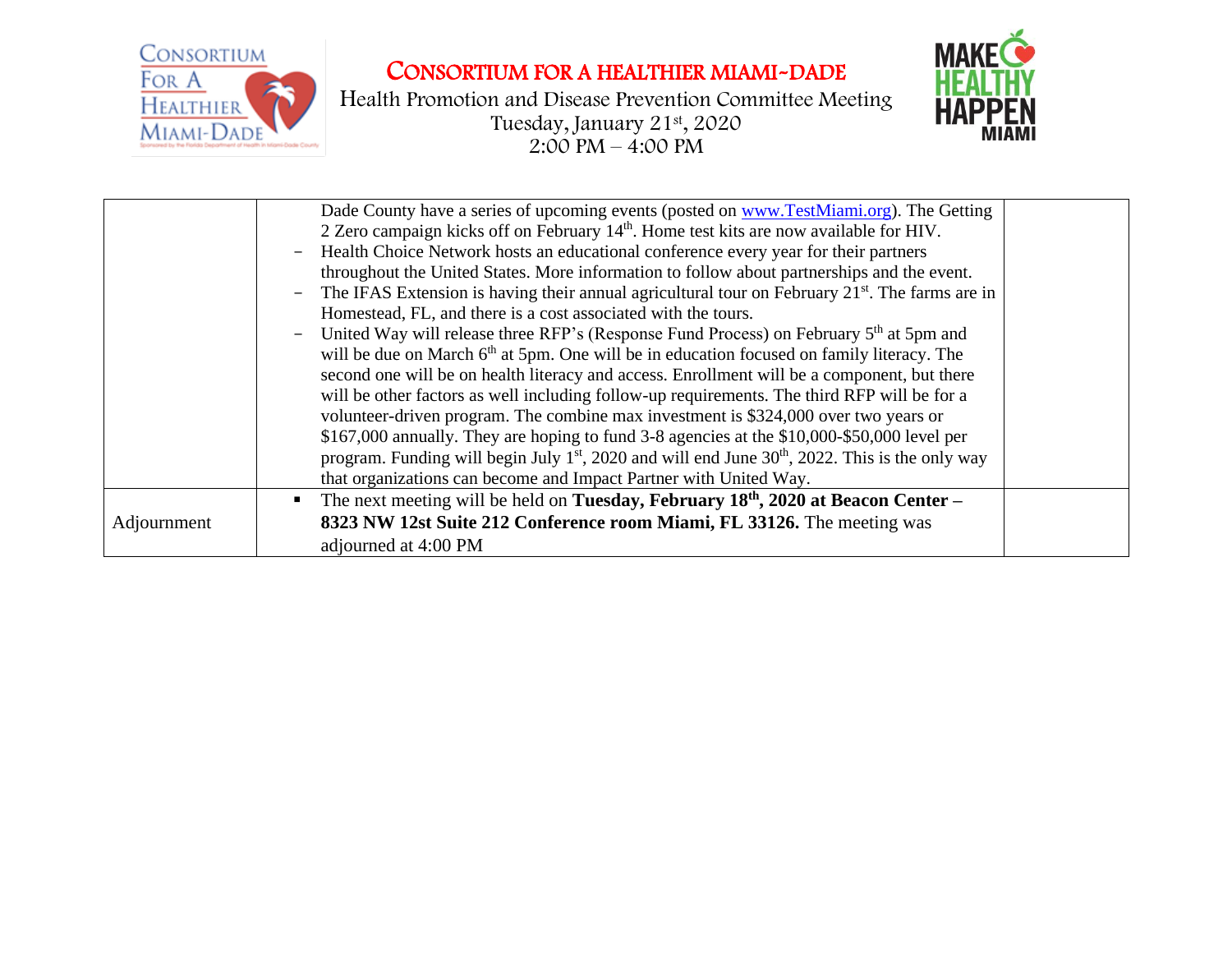# Consortium for a Healthier Miami-Dade

Health Promotion and Disease Prevention Committee Meeting
Tuesday, January 21st, 2020
2:00 PM – 4:00 PM

| | | |
|---|---|---|
| | Dade County have a series of upcoming events (posted on www.TestMiami.org). The Getting 2 Zero campaign kicks off on February 14th. Home test kits are now available for HIV.<br>- Health Choice Network hosts an educational conference every year for their partners throughout the United States. More information to follow about partnerships and the event.<br>- The IFAS Extension is having their annual agricultural tour on February 21st. The farms are in Homestead, FL, and there is a cost associated with the tours.<br>- United Way will release three RFP's (Response Fund Process) on February 5th at 5pm and will be due on March 6th at 5pm. One will be in education focused on family literacy. The second one will be on health literacy and access. Enrollment will be a component, but there will be other factors as well including follow-up requirements. The third RFP will be for a volunteer-driven program. The combine max investment is $324,000 over two years or $167,000 annually. They are hoping to fund 3-8 agencies at the $10,000-$50,000 level per program. Funding will begin July 1st, 2020 and will end June 30th, 2022. This is the only way that organizations can become and Impact Partner with United Way. | |
| Adjournment | ▪ The next meeting will be held on **Tuesday, February 18th, 2020 at Beacon Center – 8323 NW 12st Suite 212 Conference room Miami, FL 33126.** The meeting was adjourned at 4:00 PM | |